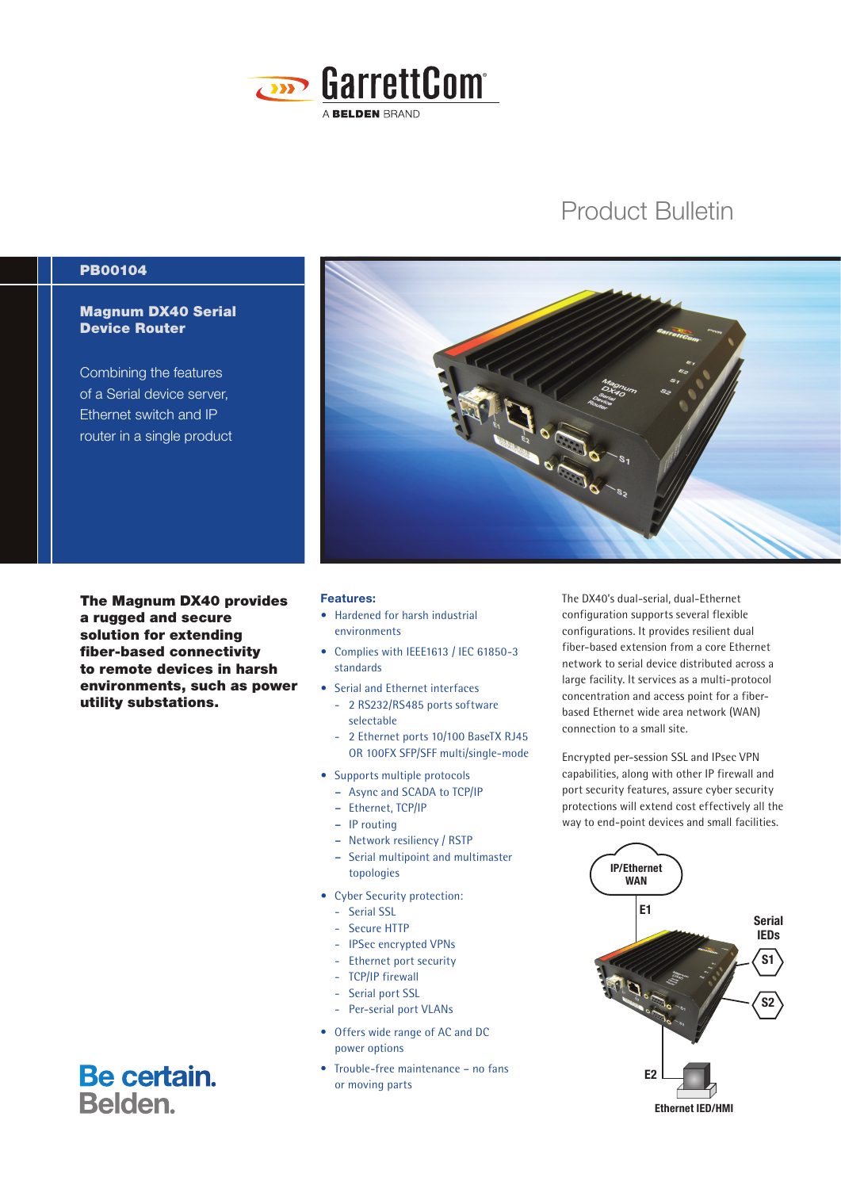GarrettCom

A BELDEN BRAND

# Product Bulletin

**PB00104**

## Magnum DX40 Serial Device Router

Combining the features of a Serial device server, Ethernet switch and IP router in a single product

**The Magnum DX40 provides a rugged and secure solution for extending fiber-based connectivity to remote devices in harsh environments, such as power utility substations.**

### Features:

- Hardened for harsh industrial environments
- Complies with IEEE1613 / IEC 61850-3 standards
- Serial and Ethernet interfaces
  - 2 RS232/RS485 ports software selectable
  - 2 Ethernet ports 10/100 BaseTX RJ45 OR 100FX SFP/SFF multi/single-mode
- Supports multiple protocols
  - Async and SCADA to TCP/IP
  - Ethernet, TCP/IP
  - IP routing
  - Network resiliency / RSTP
  - Serial multipoint and multimaster topologies
- Cyber Security protection:
  - Serial SSL
  - Secure HTTP
  - IPSec encrypted VPNs
  - Ethernet port security
  - TCP/IP firewall
  - Serial port SSL
  - Per-serial port VLANs
- Offers wide range of AC and DC power options
- Trouble-free maintenance – no fans or moving parts

The DX40's dual-serial, dual-Ethernet configuration supports several flexible configurations. It provides resilient dual fiber-based extension from a core Ethernet network to serial device distributed across a large facility. It services as a multi-protocol concentration and access point for a fiber-based Ethernet wide area network (WAN) connection to a small site.

Encrypted per-session SSL and IPsec VPN capabilities, along with other IP firewall and port security features, assure cyber security protections will extend cost effectively all the way to end-point devices and small facilities.

IP/Ethernet WAN

E1

Serial IEDs

S1

S2

E2

Ethernet IED/HMI

Be certain. Belden.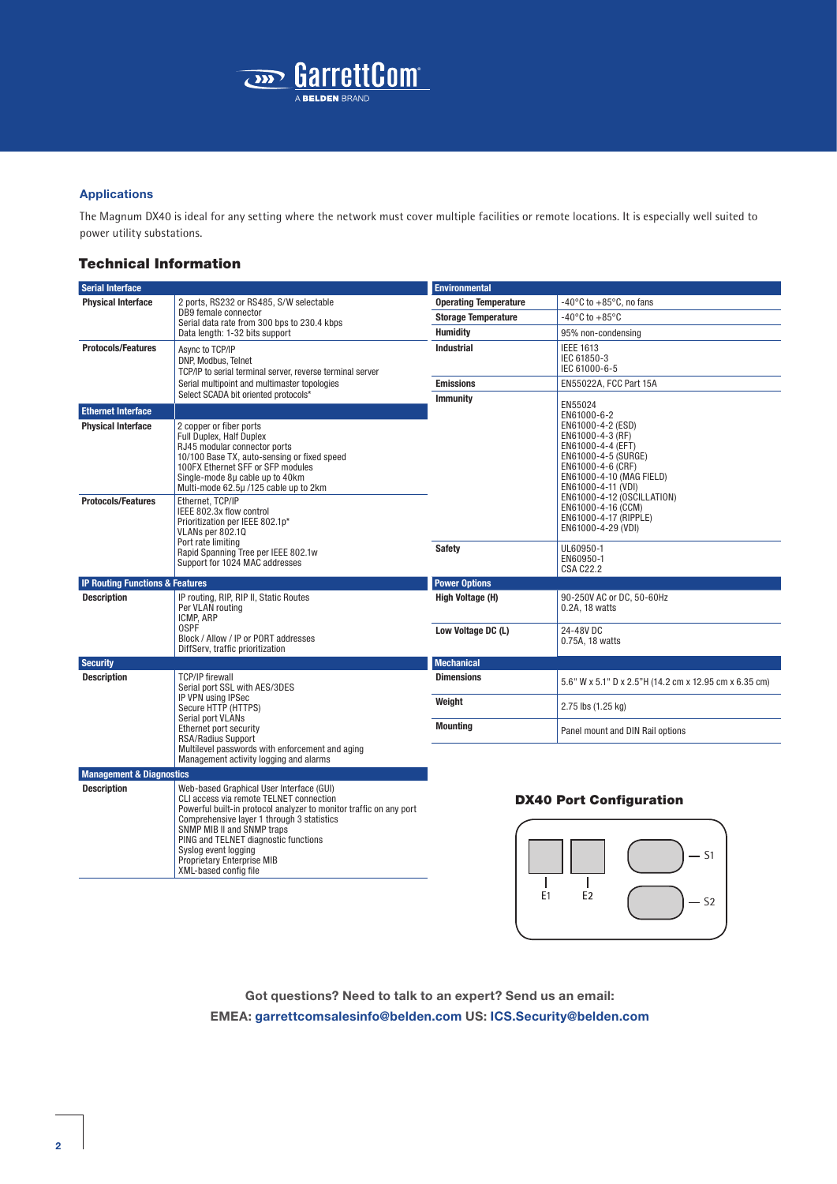## Applications

The Magnum DX40 is ideal for any setting where the network must cover multiple facilities or remote locations. It is especially well suited to power utility substations.

## Technical Information

| Serial Interface | |
|---|---|
| **Physical Interface** | 2 ports, RS232 or RS485, S/W selectable<br>DB9 female connector<br>Serial data rate from 300 bps to 230.4 kbps<br>Data length: 1-32 bits support |
| **Protocols/Features** | Async to TCP/IP<br>DNP, Modbus, Telnet<br>TCP/IP to serial terminal server, reverse terminal server<br>Serial multipoint and multimaster topologies<br>Select SCADA bit oriented protocols* |

| Ethernet Interface | |
|---|---|
| **Physical Interface** | 2 copper or fiber ports<br>Full Duplex, Half Duplex<br>RJ45 modular connector ports<br>10/100 Base TX, auto-sensing or fixed speed<br>100FX Ethernet SFF or SFP modules<br>Single-mode 8µ cable up to 40km<br>Multi-mode 62.5µ /125 cable up to 2km |
| **Protocols/Features** | Ethernet, TCP/IP<br>IEEE 802.3x flow control<br>Prioritization per IEEE 802.1p*<br>VLANs per 802.1Q<br>Port rate limiting<br>Rapid Spanning Tree per IEEE 802.1w<br>Support for 1024 MAC addresses |

| IP Routing Functions & Features | |
|---|---|
| **Description** | IP routing, RIP, RIP II, Static Routes<br>Per VLAN routing<br>ICMP, ARP<br>OSPF<br>Block / Allow / IP or PORT addresses<br>DiffServ, traffic prioritization |

| Security | |
|---|---|
| **Description** | TCP/IP firewall<br>Serial port SSL with AES/3DES<br>IP VPN using IPSec<br>Secure HTTP (HTTPS)<br>Serial port VLANs<br>Ethernet port security<br>RSA/Radius Support<br>Multilevel passwords with enforcement and aging<br>Management activity logging and alarms |

| Management & Diagnostics | |
|---|---|
| **Description** | Web-based Graphical User Interface (GUI)<br>CLI access via remote TELNET connection<br>Powerful built-in protocol analyzer to monitor traffic on any port<br>Comprehensive layer 1 through 3 statistics<br>SNMP MIB II and SNMP traps<br>PING and TELNET diagnostic functions<br>Syslog event logging<br>Proprietary Enterprise MIB<br>XML-based config file |

| Environmental | |
|---|---|
| **Operating Temperature** | -40°C to +85°C, no fans |
| **Storage Temperature** | -40°C to +85°C |
| **Humidity** | 95% non-condensing |
| **Industrial** | IEEE 1613<br>IEC 61850-3<br>IEC 61000-6-5 |
| **Emissions** | EN55022A, FCC Part 15A |
| **Immunity** | EN55024<br>EN61000-6-2<br>EN61000-4-2 (ESD)<br>EN61000-4-3 (RF)<br>EN61000-4-4 (EFT)<br>EN61000-4-5 (SURGE)<br>EN61000-4-6 (CRF)<br>EN61000-4-10 (MAG FIELD)<br>EN61000-4-11 (VDI)<br>EN61000-4-12 (OSCILLATION)<br>EN61000-4-16 (CCM)<br>EN61000-4-17 (RIPPLE)<br>EN61000-4-29 (VDI) |
| **Safety** | UL60950-1<br>EN60950-1<br>CSA C22.2 |

| Power Options | |
|---|---|
| **High Voltage (H)** | 90-250V AC or DC, 50-60Hz<br>0.2A, 18 watts |
| **Low Voltage DC (L)** | 24-48V DC<br>0.75A, 18 watts |

| Mechanical | |
|---|---|
| **Dimensions** | 5.6" W x 5.1" D x 2.5"H (14.2 cm x 12.95 cm x 6.35 cm) |
| **Weight** | 2.75 lbs (1.25 kg) |
| **Mounting** | Panel mount and DIN Rail options |

### DX40 Port Configuration

E1 E2 S1 S2

Got questions? Need to talk to an expert? Send us an email:

EMEA: garrettcomsalesinfo@belden.com US: ICS.Security@belden.com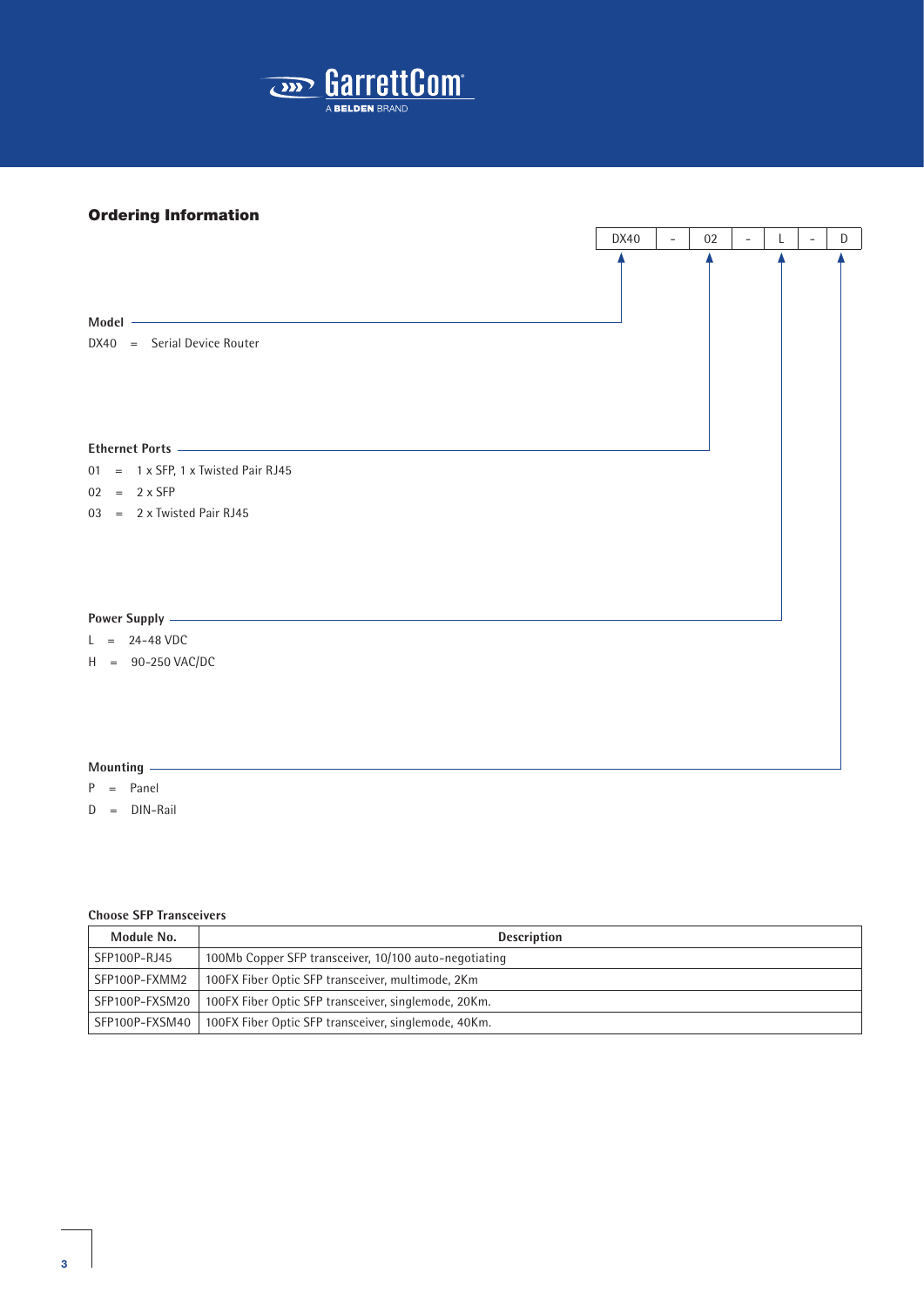## Ordering Information

DX40 - 02 - L - D

**Model**

DX40 = Serial Device Router

**Ethernet Ports**

01 = 1 x SFP, 1 x Twisted Pair RJ45

02 = 2 x SFP

03 = 2 x Twisted Pair RJ45

**Power Supply**

L = 24-48 VDC

H = 90-250 VAC/DC

**Mounting**

P = Panel

D = DIN-Rail

**Choose SFP Transceivers**

| Module No. | Description |
|---|---|
| SFP100P-RJ45 | 100Mb Copper SFP transceiver, 10/100 auto-negotiating |
| SFP100P-FXMM2 | 100FX Fiber Optic SFP transceiver, multimode, 2Km |
| SFP100P-FXSM20 | 100FX Fiber Optic SFP transceiver, singlemode, 20Km. |
| SFP100P-FXSM40 | 100FX Fiber Optic SFP transceiver, singlemode, 40Km. |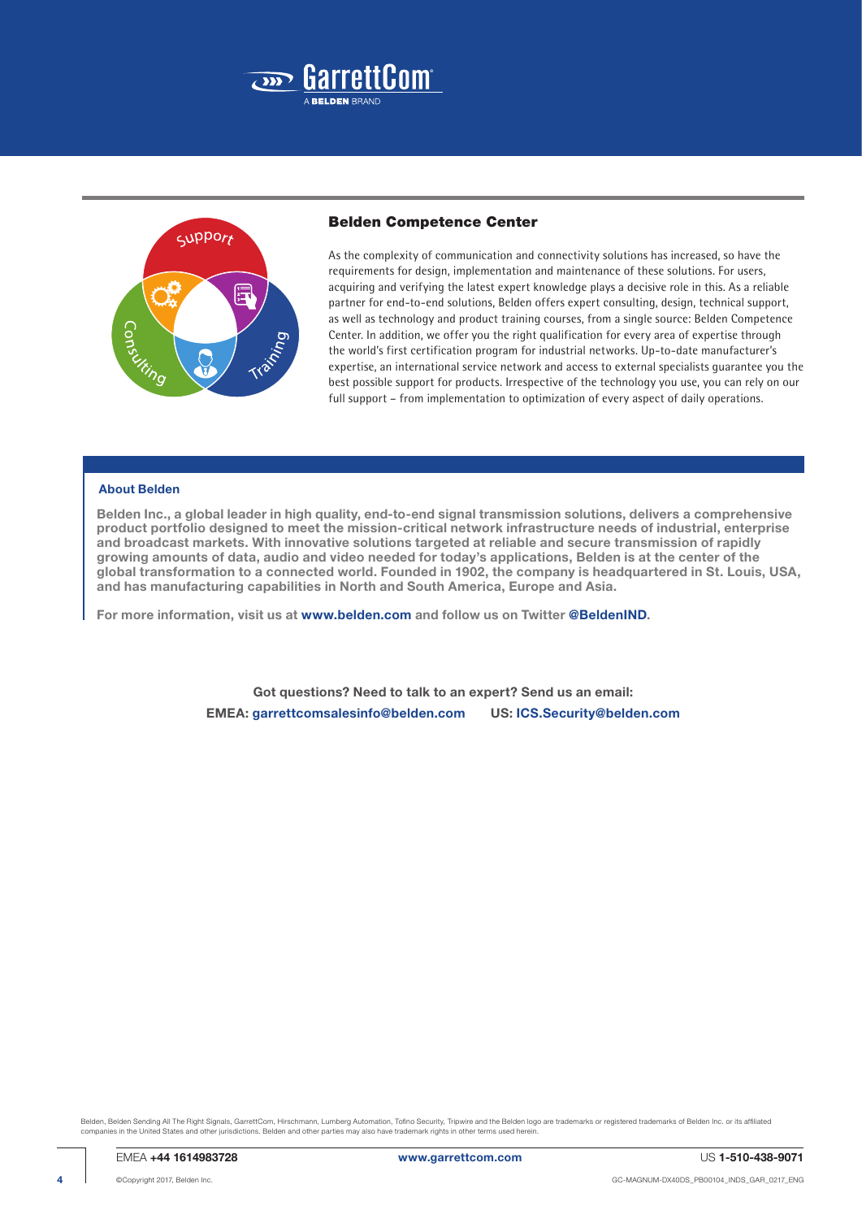GarrettCom
A BELDEN BRAND

Support
Consulting
Training

## Belden Competence Center

As the complexity of communication and connectivity solutions has increased, so have the requirements for design, implementation and maintenance of these solutions. For users, acquiring and verifying the latest expert knowledge plays a decisive role in this. As a reliable partner for end-to-end solutions, Belden offers expert consulting, design, technical support, as well as technology and product training courses, from a single source: Belden Competence Center. In addition, we offer you the right qualification for every area of expertise through the world's first certification program for industrial networks. Up-to-date manufacturer's expertise, an international service network and access to external specialists guarantee you the best possible support for products. Irrespective of the technology you use, you can rely on our full support – from implementation to optimization of every aspect of daily operations.

### About Belden

**Belden Inc., a global leader in high quality, end-to-end signal transmission solutions, delivers a comprehensive product portfolio designed to meet the mission-critical network infrastructure needs of industrial, enterprise and broadcast markets. With innovative solutions targeted at reliable and secure transmission of rapidly growing amounts of data, audio and video needed for today's applications, Belden is at the center of the global transformation to a connected world. Founded in 1902, the company is headquartered in St. Louis, USA, and has manufacturing capabilities in North and South America, Europe and Asia.**

**For more information, visit us at www.belden.com and follow us on Twitter @BeldenIND.**

**Got questions? Need to talk to an expert? Send us an email:**
**EMEA: garrettcomsalesinfo@belden.com US: ICS.Security@belden.com**

Belden, Belden Sending All The Right Signals, GarrettCom, Hirschmann, Lumberg Automation, Tofino Security, Tripwire and the Belden logo are trademarks or registered trademarks of Belden Inc. or its affiliated companies in the United States and other jurisdictions. Belden and other parties may also have trademark rights in other terms used herein.

EMEA **+44 1614983728** **www.garrettcom.com** US **1-510-438-9071**

©Copyright 2017, Belden Inc. GC-MAGNUM-DX40DS_PB00104_INDS_GAR_0217_ENG